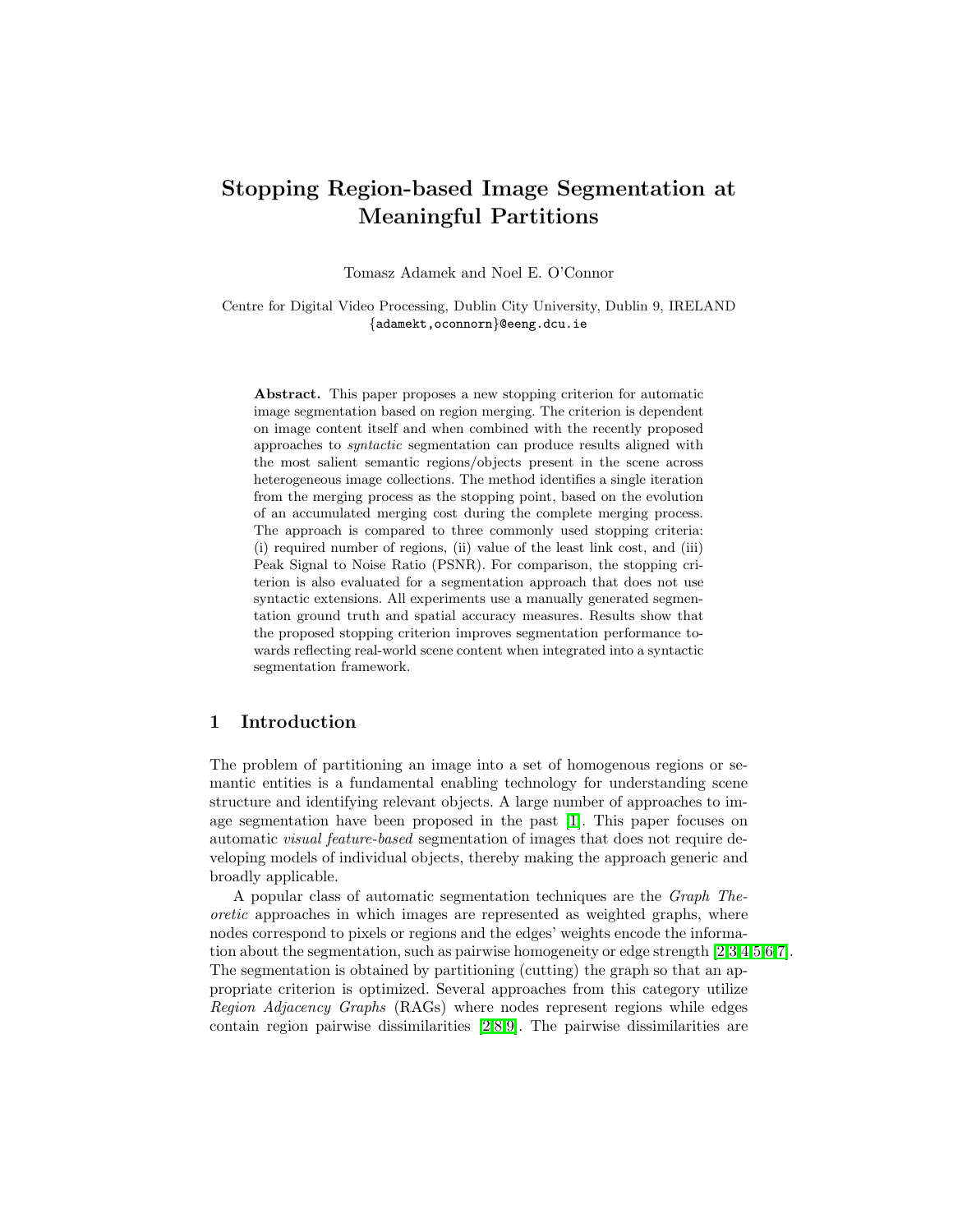# Stopping Region-based Image Segmentation at Meaningful Partitions

Tomasz Adamek and Noel E. O'Connor

Centre for Digital Video Processing, Dublin City University, Dublin 9, IRELAND
{adamekt,oconnorn}@eeng.dcu.ie

**Abstract.** This paper proposes a new stopping criterion for automatic image segmentation based on region merging. The criterion is dependent on image content itself and when combined with the recently proposed approaches to *syntactic* segmentation can produce results aligned with the most salient semantic regions/objects present in the scene across heterogeneous image collections. The method identifies a single iteration from the merging process as the stopping point, based on the evolution of an accumulated merging cost during the complete merging process. The approach is compared to three commonly used stopping criteria: (i) required number of regions, (ii) value of the least link cost, and (iii) Peak Signal to Noise Ratio (PSNR). For comparison, the stopping criterion is also evaluated for a segmentation approach that does not use syntactic extensions. All experiments use a manually generated segmentation ground truth and spatial accuracy measures. Results show that the proposed stopping criterion improves segmentation performance towards reflecting real-world scene content when integrated into a syntactic segmentation framework.

## 1 Introduction

The problem of partitioning an image into a set of homogenous regions or semantic entities is a fundamental enabling technology for understanding scene structure and identifying relevant objects. A large number of approaches to image segmentation have been proposed in the past [1]. This paper focuses on automatic *visual feature-based* segmentation of images that does not require developing models of individual objects, thereby making the approach generic and broadly applicable.

A popular class of automatic segmentation techniques are the *Graph Theoretic* approaches in which images are represented as weighted graphs, where nodes correspond to pixels or regions and the edges' weights encode the information about the segmentation, such as pairwise homogeneity or edge strength [2,3,4,5,6,7]. The segmentation is obtained by partitioning (cutting) the graph so that an appropriate criterion is optimized. Several approaches from this category utilize *Region Adjacency Graphs* (RAGs) where nodes represent regions while edges contain region pairwise dissimilarities [2,8,9]. The pairwise dissimilarities are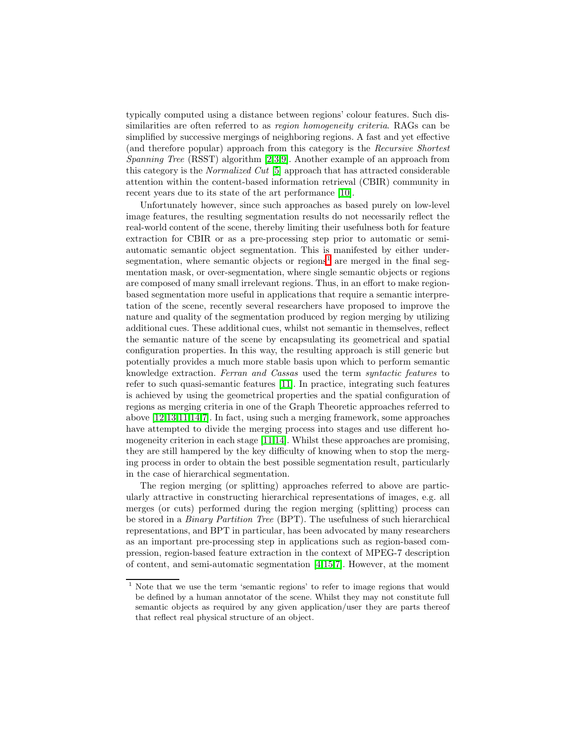typically computed using a distance between regions' colour features. Such dissimilarities are often referred to as *region homogeneity criteria*. RAGs can be simplified by successive mergings of neighboring regions. A fast and yet effective (and therefore popular) approach from this category is the *Recursive Shortest Spanning Tree* (RSST) algorithm [2,3,9]. Another example of an approach from this category is the *Normalized Cut* [5] approach that has attracted considerable attention within the content-based information retrieval (CBIR) community in recent years due to its state of the art performance [10].

Unfortunately however, since such approaches as based purely on low-level image features, the resulting segmentation results do not necessarily reflect the real-world content of the scene, thereby limiting their usefulness both for feature extraction for CBIR or as a pre-processing step prior to automatic or semi-automatic semantic object segmentation. This is manifested by either under-segmentation, where semantic objects or regions[1] are merged in the final segmentation mask, or over-segmentation, where single semantic objects or regions are composed of many small irrelevant regions. Thus, in an effort to make region-based segmentation more useful in applications that require a semantic interpretation of the scene, recently several researchers have proposed to improve the nature and quality of the segmentation produced by region merging by utilizing additional cues. These additional cues, whilst not semantic in themselves, reflect the semantic nature of the scene by encapsulating its geometrical and spatial configuration properties. In this way, the resulting approach is still generic but potentially provides a much more stable basis upon which to perform semantic knowledge extraction. *Ferran and Cassas* used the term *syntactic features* to refer to such quasi-semantic features [11]. In practice, integrating such features is achieved by using the geometrical properties and the spatial configuration of regions as merging criteria in one of the Graph Theoretic approaches referred to above [12,13,11,14,7]. In fact, using such a merging framework, some approaches have attempted to divide the merging process into stages and use different homogeneity criterion in each stage [11,14]. Whilst these approaches are promising, they are still hampered by the key difficulty of knowing when to stop the merging process in order to obtain the best possible segmentation result, particularly in the case of hierarchical segmentation.

The region merging (or splitting) approaches referred to above are particularly attractive in constructing hierarchical representations of images, e.g. all merges (or cuts) performed during the region merging (splitting) process can be stored in a *Binary Partition Tree* (BPT). The usefulness of such hierarchical representations, and BPT in particular, has been advocated by many researchers as an important pre-processing step in applications such as region-based compression, region-based feature extraction in the context of MPEG-7 description of content, and semi-automatic segmentation [4,15,7]. However, at the moment

[1] Note that we use the term 'semantic regions' to refer to image regions that would be defined by a human annotator of the scene. Whilst they may not constitute full semantic objects as required by any given application/user they are parts thereof that reflect real physical structure of an object.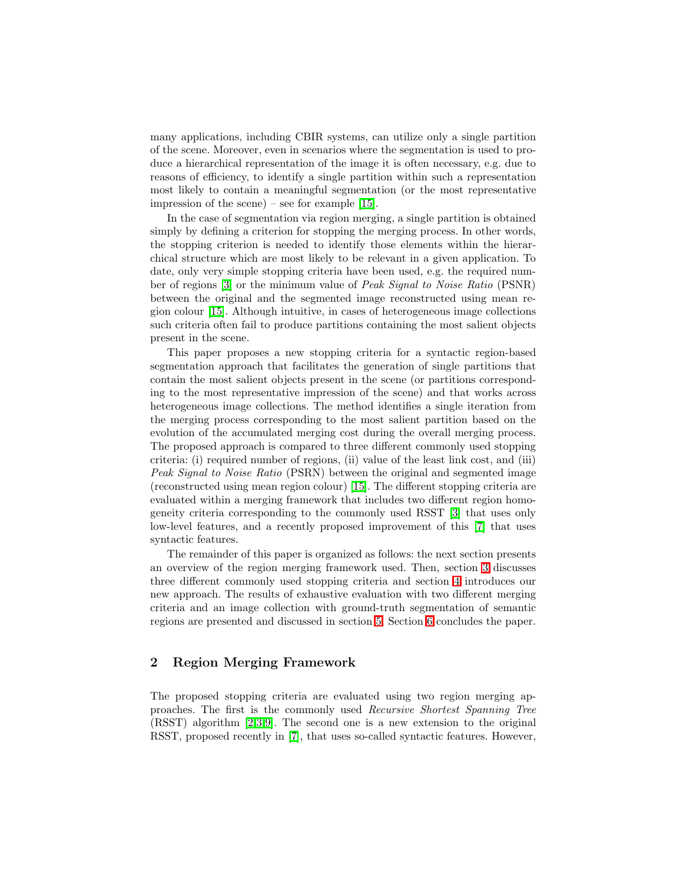many applications, including CBIR systems, can utilize only a single partition of the scene. Moreover, even in scenarios where the segmentation is used to produce a hierarchical representation of the image it is often necessary, e.g. due to reasons of efficiency, to identify a single partition within such a representation most likely to contain a meaningful segmentation (or the most representative impression of the scene) – see for example [15].

In the case of segmentation via region merging, a single partition is obtained simply by defining a criterion for stopping the merging process. In other words, the stopping criterion is needed to identify those elements within the hierarchical structure which are most likely to be relevant in a given application. To date, only very simple stopping criteria have been used, e.g. the required number of regions [3] or the minimum value of *Peak Signal to Noise Ratio* (PSNR) between the original and the segmented image reconstructed using mean region colour [15]. Although intuitive, in cases of heterogeneous image collections such criteria often fail to produce partitions containing the most salient objects present in the scene.

This paper proposes a new stopping criteria for a syntactic region-based segmentation approach that facilitates the generation of single partitions that contain the most salient objects present in the scene (or partitions corresponding to the most representative impression of the scene) and that works across heterogeneous image collections. The method identifies a single iteration from the merging process corresponding to the most salient partition based on the evolution of the accumulated merging cost during the overall merging process. The proposed approach is compared to three different commonly used stopping criteria: (i) required number of regions, (ii) value of the least link cost, and (iii) *Peak Signal to Noise Ratio* (PSRN) between the original and segmented image (reconstructed using mean region colour) [15]. The different stopping criteria are evaluated within a merging framework that includes two different region homogeneity criteria corresponding to the commonly used RSST [3] that uses only low-level features, and a recently proposed improvement of this [7] that uses syntactic features.

The remainder of this paper is organized as follows: the next section presents an overview of the region merging framework used. Then, section 3 discusses three different commonly used stopping criteria and section 4 introduces our new approach. The results of exhaustive evaluation with two different merging criteria and an image collection with ground-truth segmentation of semantic regions are presented and discussed in section 5. Section 6 concludes the paper.

## 2 Region Merging Framework

The proposed stopping criteria are evaluated using two region merging approaches. The first is the commonly used *Recursive Shortest Spanning Tree* (RSST) algorithm [2,3,9]. The second one is a new extension to the original RSST, proposed recently in [7], that uses so-called syntactic features. However,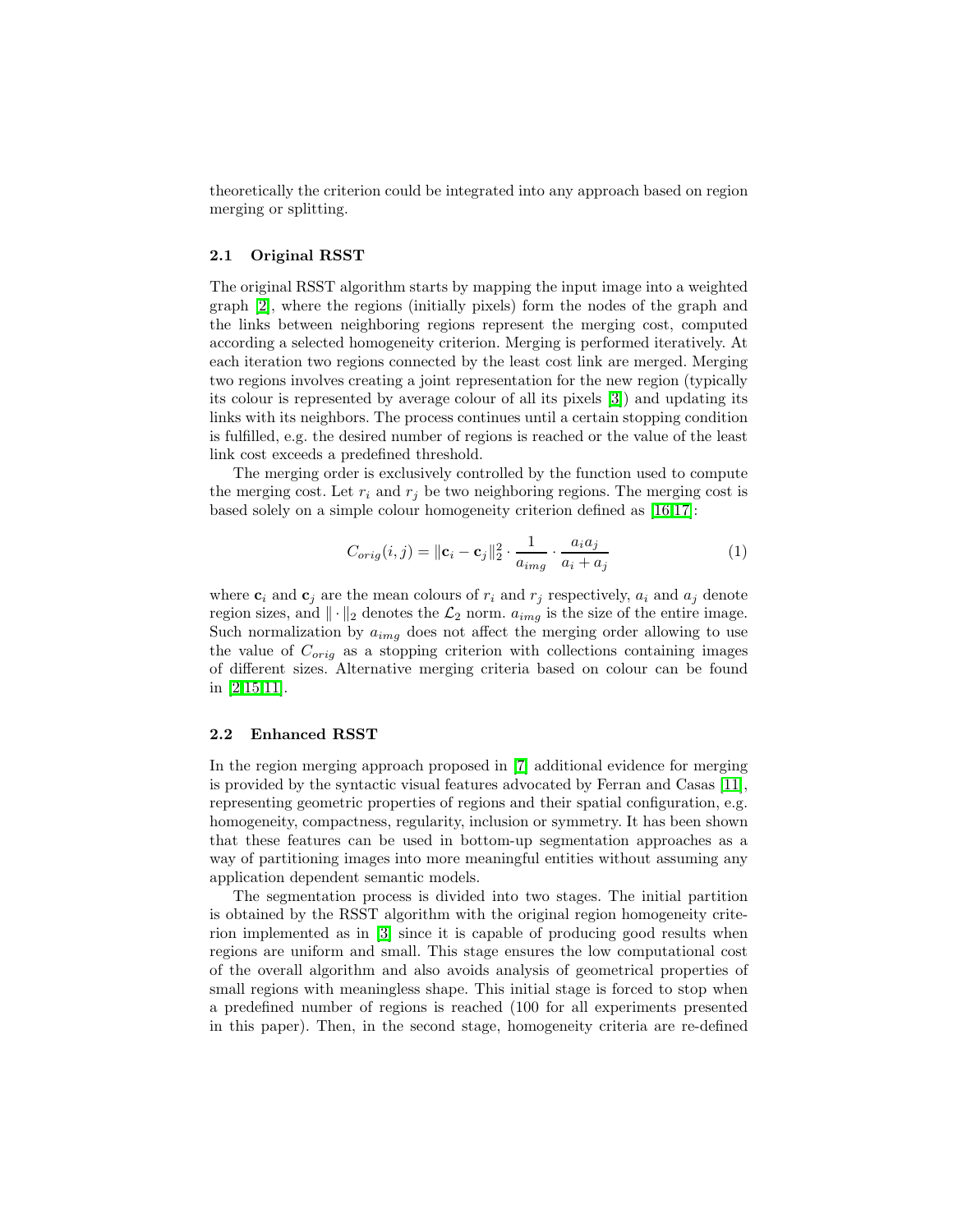theoretically the criterion could be integrated into any approach based on region merging or splitting.

### 2.1 Original RSST

The original RSST algorithm starts by mapping the input image into a weighted graph [2], where the regions (initially pixels) form the nodes of the graph and the links between neighboring regions represent the merging cost, computed according a selected homogeneity criterion. Merging is performed iteratively. At each iteration two regions connected by the least cost link are merged. Merging two regions involves creating a joint representation for the new region (typically its colour is represented by average colour of all its pixels [3]) and updating its links with its neighbors. The process continues until a certain stopping condition is fulfilled, e.g. the desired number of regions is reached or the value of the least link cost exceeds a predefined threshold.

The merging order is exclusively controlled by the function used to compute the merging cost. Let $r_i$ and $r_j$ be two neighboring regions. The merging cost is based solely on a simple colour homogeneity criterion defined as [16,17]:

$$C_{orig}(i,j) = \|\mathbf{c}_i - \mathbf{c}_j\|_2^2 \cdot \frac{1}{a_{img}} \cdot \frac{a_i a_j}{a_i + a_j} \tag{1}$$

where $\mathbf{c}_i$ and $\mathbf{c}_j$ are the mean colours of $r_i$ and $r_j$ respectively, $a_i$ and $a_j$ denote region sizes, and $\|\cdot\|_2$ denotes the $\mathcal{L}_2$ norm. $a_{img}$ is the size of the entire image. Such normalization by $a_{img}$ does not affect the merging order allowing to use the value of $C_{orig}$ as a stopping criterion with collections containing images of different sizes. Alternative merging criteria based on colour can be found in [2,15,11].

### 2.2 Enhanced RSST

In the region merging approach proposed in [7] additional evidence for merging is provided by the syntactic visual features advocated by Ferran and Casas [11], representing geometric properties of regions and their spatial configuration, e.g. homogeneity, compactness, regularity, inclusion or symmetry. It has been shown that these features can be used in bottom-up segmentation approaches as a way of partitioning images into more meaningful entities without assuming any application dependent semantic models.

The segmentation process is divided into two stages. The initial partition is obtained by the RSST algorithm with the original region homogeneity criterion implemented as in [3] since it is capable of producing good results when regions are uniform and small. This stage ensures the low computational cost of the overall algorithm and also avoids analysis of geometrical properties of small regions with meaningless shape. This initial stage is forced to stop when a predefined number of regions is reached (100 for all experiments presented in this paper). Then, in the second stage, homogeneity criteria are re-defined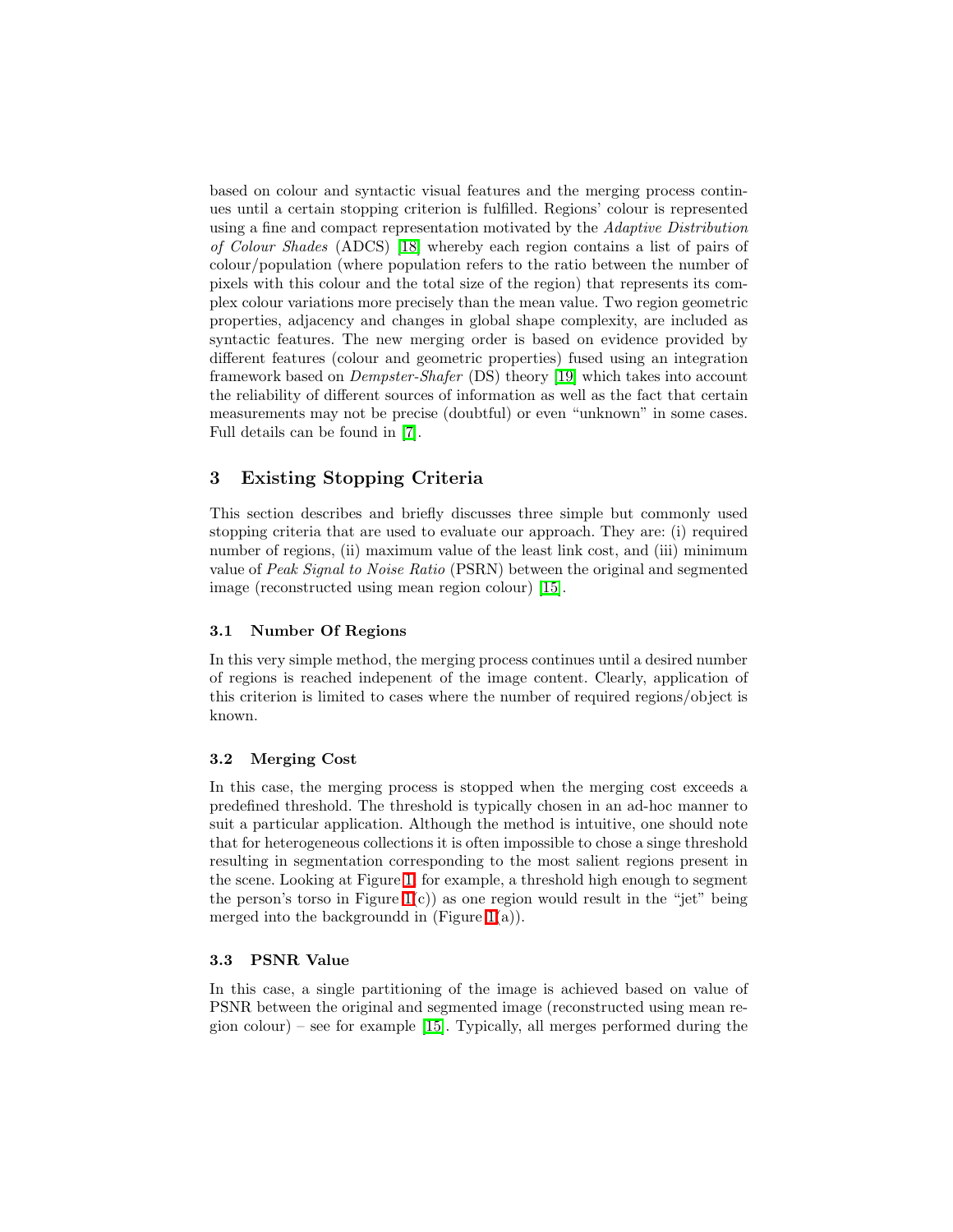based on colour and syntactic visual features and the merging process continues until a certain stopping criterion is fulfilled. Regions' colour is represented using a fine and compact representation motivated by the *Adaptive Distribution of Colour Shades* (ADCS) [18] whereby each region contains a list of pairs of colour/population (where population refers to the ratio between the number of pixels with this colour and the total size of the region) that represents its complex colour variations more precisely than the mean value. Two region geometric properties, adjacency and changes in global shape complexity, are included as syntactic features. The new merging order is based on evidence provided by different features (colour and geometric properties) fused using an integration framework based on *Dempster-Shafer* (DS) theory [19] which takes into account the reliability of different sources of information as well as the fact that certain measurements may not be precise (doubtful) or even "unknown" in some cases. Full details can be found in [7].

## 3 Existing Stopping Criteria

This section describes and briefly discusses three simple but commonly used stopping criteria that are used to evaluate our approach. They are: (i) required number of regions, (ii) maximum value of the least link cost, and (iii) minimum value of *Peak Signal to Noise Ratio* (PSRN) between the original and segmented image (reconstructed using mean region colour) [15].

### 3.1 Number Of Regions

In this very simple method, the merging process continues until a desired number of regions is reached indepenent of the image content. Clearly, application of this criterion is limited to cases where the number of required regions/object is known.

### 3.2 Merging Cost

In this case, the merging process is stopped when the merging cost exceeds a predefined threshold. The threshold is typically chosen in an ad-hoc manner to suit a particular application. Although the method is intuitive, one should note that for heterogeneous collections it is often impossible to chose a singe threshold resulting in segmentation corresponding to the most salient regions present in the scene. Looking at Figure 1, for example, a threshold high enough to segment the person's torso in Figure 1(c)) as one region would result in the "jet" being merged into the backgroundd in (Figure 1(a)).

### 3.3 PSNR Value

In this case, a single partitioning of the image is achieved based on value of PSNR between the original and segmented image (reconstructed using mean region colour) – see for example [15]. Typically, all merges performed during the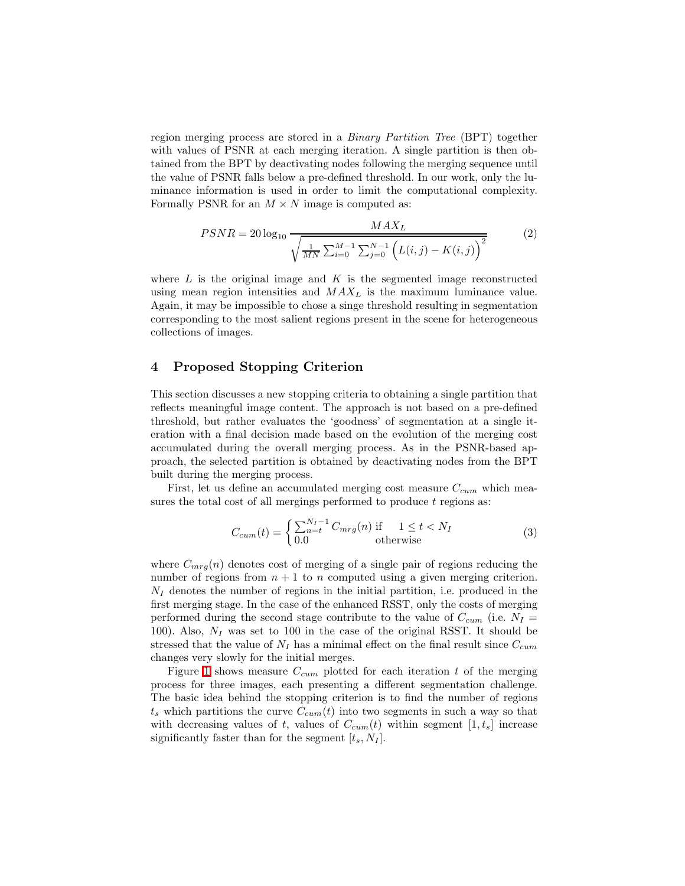region merging process are stored in a *Binary Partition Tree* (BPT) together with values of PSNR at each merging iteration. A single partition is then obtained from the BPT by deactivating nodes following the merging sequence until the value of PSNR falls below a pre-defined threshold. In our work, only the luminance information is used in order to limit the computational complexity. Formally PSNR for an $M \times N$ image is computed as:

$$PSNR = 20 \log_{10} \frac{MAX_L}{\sqrt{\frac{1}{MN} \sum_{i=0}^{M-1} \sum_{j=0}^{N-1} \Big( L(i,j) - K(i,j) \Big)^2}} \tag{2}$$

where $L$ is the original image and $K$ is the segmented image reconstructed using mean region intensities and $MAX_L$ is the maximum luminance value. Again, it may be impossible to chose a singe threshold resulting in segmentation corresponding to the most salient regions present in the scene for heterogeneous collections of images.

## 4 Proposed Stopping Criterion

This section discusses a new stopping criteria to obtaining a single partition that reflects meaningful image content. The approach is not based on a pre-defined threshold, but rather evaluates the 'goodness' of segmentation at a single iteration with a final decision made based on the evolution of the merging cost accumulated during the overall merging process. As in the PSNR-based approach, the selected partition is obtained by deactivating nodes from the BPT built during the merging process.

First, let us define an accumulated merging cost measure $C_{cum}$ which measures the total cost of all mergings performed to produce $t$ regions as:

$$C_{cum}(t) = \begin{cases} \sum_{n=t}^{N_I - 1} C_{mrg}(n) & \text{if} \quad 1 \leq t < N_I \\ 0.0 & \text{otherwise} \end{cases} \tag{3}$$

where $C_{mrg}(n)$ denotes cost of merging of a single pair of regions reducing the number of regions from $n+1$ to $n$ computed using a given merging criterion. $N_I$ denotes the number of regions in the initial partition, i.e. produced in the first merging stage. In the case of the enhanced RSST, only the costs of merging performed during the second stage contribute to the value of $C_{cum}$ (i.e. $N_I = 100$). Also, $N_I$ was set to 100 in the case of the original RSST. It should be stressed that the value of $N_I$ has a minimal effect on the final result since $C_{cum}$ changes very slowly for the initial merges.

Figure 1 shows measure $C_{cum}$ plotted for each iteration $t$ of the merging process for three images, each presenting a different segmentation challenge. The basic idea behind the stopping criterion is to find the number of regions $t_s$ which partitions the curve $C_{cum}(t)$ into two segments in such a way so that with decreasing values of $t$, values of $C_{cum}(t)$ within segment $[1, t_s]$ increase significantly faster than for the segment $[t_s, N_I]$.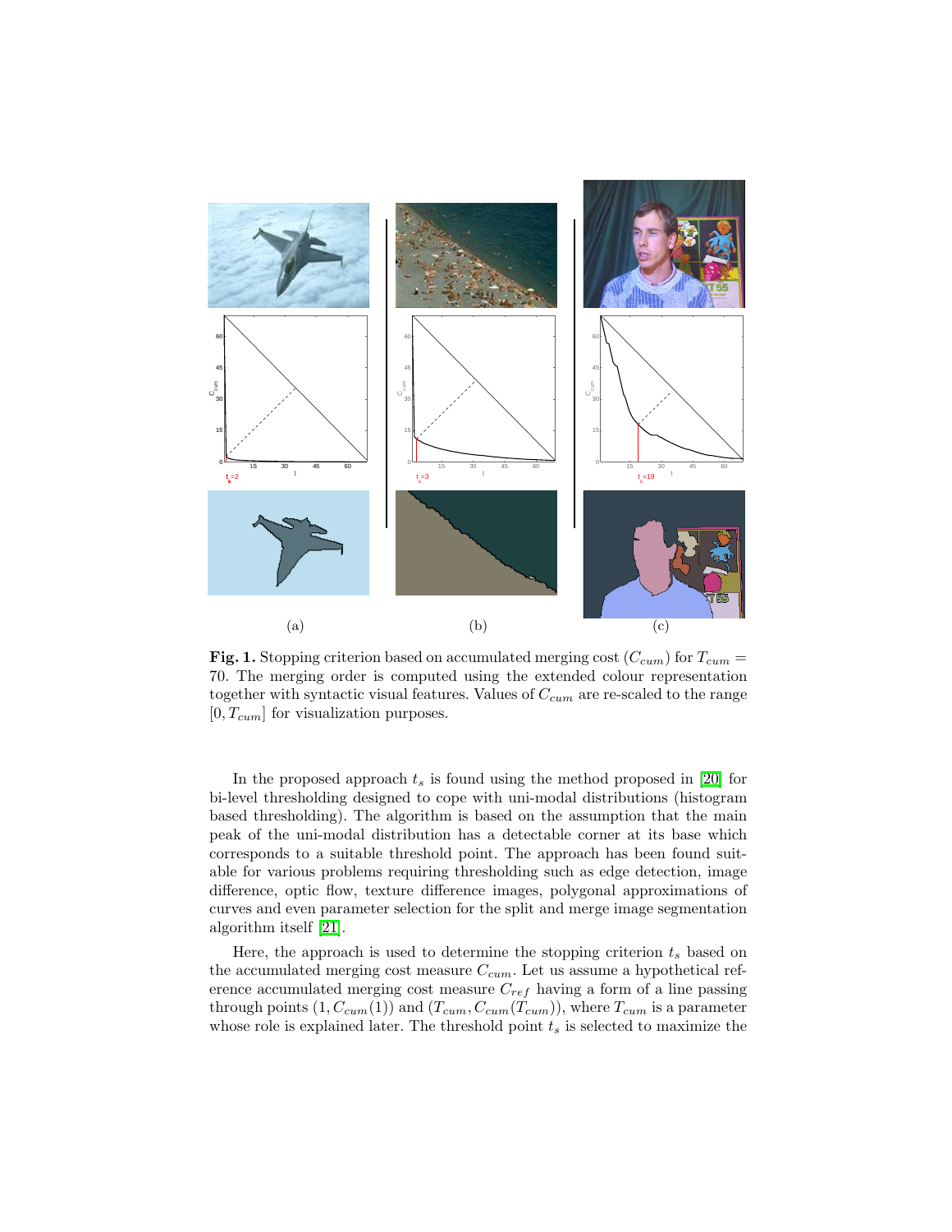(a) (b) (c)

**Fig. 1.** Stopping criterion based on accumulated merging cost ($C_{cum}$) for $T_{cum} = 70$. The merging order is computed using the extended colour representation together with syntactic visual features. Values of $C_{cum}$ are re-scaled to the range $[0, T_{cum}]$ for visualization purposes.

In the proposed approach $t_s$ is found using the method proposed in [20] for bi-level thresholding designed to cope with uni-modal distributions (histogram based thresholding). The algorithm is based on the assumption that the main peak of the uni-modal distribution has a detectable corner at its base which corresponds to a suitable threshold point. The approach has been found suitable for various problems requiring thresholding such as edge detection, image difference, optic flow, texture difference images, polygonal approximations of curves and even parameter selection for the split and merge image segmentation algorithm itself [21].

Here, the approach is used to determine the stopping criterion $t_s$ based on the accumulated merging cost measure $C_{cum}$. Let us assume a hypothetical reference accumulated merging cost measure $C_{ref}$ having a form of a line passing through points $(1, C_{cum}(1))$ and $(T_{cum}, C_{cum}(T_{cum}))$, where $T_{cum}$ is a parameter whose role is explained later. The threshold point $t_s$ is selected to maximize the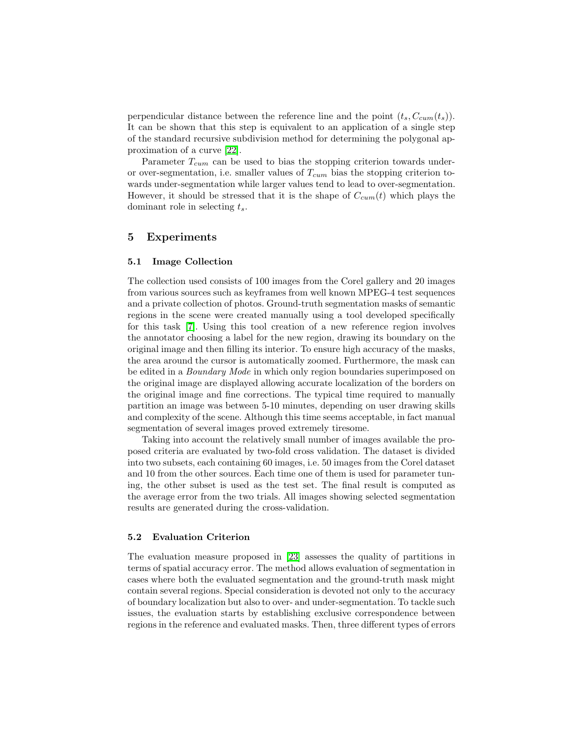perpendicular distance between the reference line and the point $(t_s, C_{cum}(t_s))$. It can be shown that this step is equivalent to an application of a single step of the standard recursive subdivision method for determining the polygonal approximation of a curve [22].

Parameter $T_{cum}$ can be used to bias the stopping criterion towards under- or over-segmentation, i.e. smaller values of $T_{cum}$ bias the stopping criterion towards under-segmentation while larger values tend to lead to over-segmentation. However, it should be stressed that it is the shape of $C_{cum}(t)$ which plays the dominant role in selecting $t_s$.

## 5 Experiments

### 5.1 Image Collection

The collection used consists of 100 images from the Corel gallery and 20 images from various sources such as keyframes from well known MPEG-4 test sequences and a private collection of photos. Ground-truth segmentation masks of semantic regions in the scene were created manually using a tool developed specifically for this task [7]. Using this tool creation of a new reference region involves the annotator choosing a label for the new region, drawing its boundary on the original image and then filling its interior. To ensure high accuracy of the masks, the area around the cursor is automatically zoomed. Furthermore, the mask can be edited in a *Boundary Mode* in which only region boundaries superimposed on the original image are displayed allowing accurate localization of the borders on the original image and fine corrections. The typical time required to manually partition an image was between 5-10 minutes, depending on user drawing skills and complexity of the scene. Although this time seems acceptable, in fact manual segmentation of several images proved extremely tiresome.

Taking into account the relatively small number of images available the proposed criteria are evaluated by two-fold cross validation. The dataset is divided into two subsets, each containing 60 images, i.e. 50 images from the Corel dataset and 10 from the other sources. Each time one of them is used for parameter tuning, the other subset is used as the test set. The final result is computed as the average error from the two trials. All images showing selected segmentation results are generated during the cross-validation.

### 5.2 Evaluation Criterion

The evaluation measure proposed in [23] assesses the quality of partitions in terms of spatial accuracy error. The method allows evaluation of segmentation in cases where both the evaluated segmentation and the ground-truth mask might contain several regions. Special consideration is devoted not only to the accuracy of boundary localization but also to over- and under-segmentation. To tackle such issues, the evaluation starts by establishing exclusive correspondence between regions in the reference and evaluated masks. Then, three different types of errors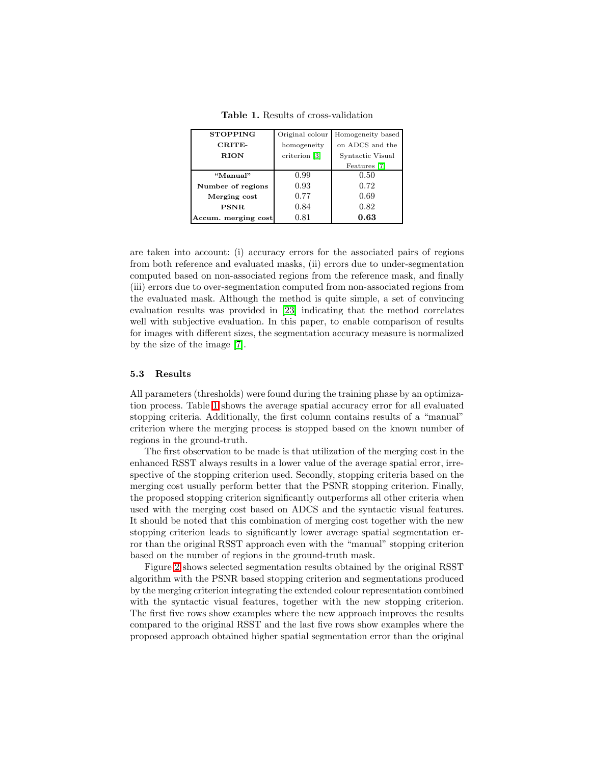**Table 1.** Results of cross-validation

| STOPPING CRITERION | Original colour homogeneity criterion [3] | Homogeneity based on ADCS and the Syntactic Visual Features [7] |
|---|---|---|
| **"Manual"** | 0.99 | 0.50 |
| **Number of regions** | 0.93 | 0.72 |
| **Merging cost** | 0.77 | 0.69 |
| **PSNR** | 0.84 | 0.82 |
| **Accum. merging cost** | 0.81 | **0.63** |

are taken into account: (i) accuracy errors for the associated pairs of regions from both reference and evaluated masks, (ii) errors due to under-segmentation computed based on non-associated regions from the reference mask, and finally (iii) errors due to over-segmentation computed from non-associated regions from the evaluated mask. Although the method is quite simple, a set of convincing evaluation results was provided in [23] indicating that the method correlates well with subjective evaluation. In this paper, to enable comparison of results for images with different sizes, the segmentation accuracy measure is normalized by the size of the image [7].

### 5.3 Results

All parameters (thresholds) were found during the training phase by an optimization process. Table 1 shows the average spatial accuracy error for all evaluated stopping criteria. Additionally, the first column contains results of a "manual" criterion where the merging process is stopped based on the known number of regions in the ground-truth.

The first observation to be made is that utilization of the merging cost in the enhanced RSST always results in a lower value of the average spatial error, irrespective of the stopping criterion used. Secondly, stopping criteria based on the merging cost usually perform better that the PSNR stopping criterion. Finally, the proposed stopping criterion significantly outperforms all other criteria when used with the merging cost based on ADCS and the syntactic visual features. It should be noted that this combination of merging cost together with the new stopping criterion leads to significantly lower average spatial segmentation error than the original RSST approach even with the "manual" stopping criterion based on the number of regions in the ground-truth mask.

Figure 2 shows selected segmentation results obtained by the original RSST algorithm with the PSNR based stopping criterion and segmentations produced by the merging criterion integrating the extended colour representation combined with the syntactic visual features, together with the new stopping criterion. The first five rows show examples where the new approach improves the results compared to the original RSST and the last five rows show examples where the proposed approach obtained higher spatial segmentation error than the original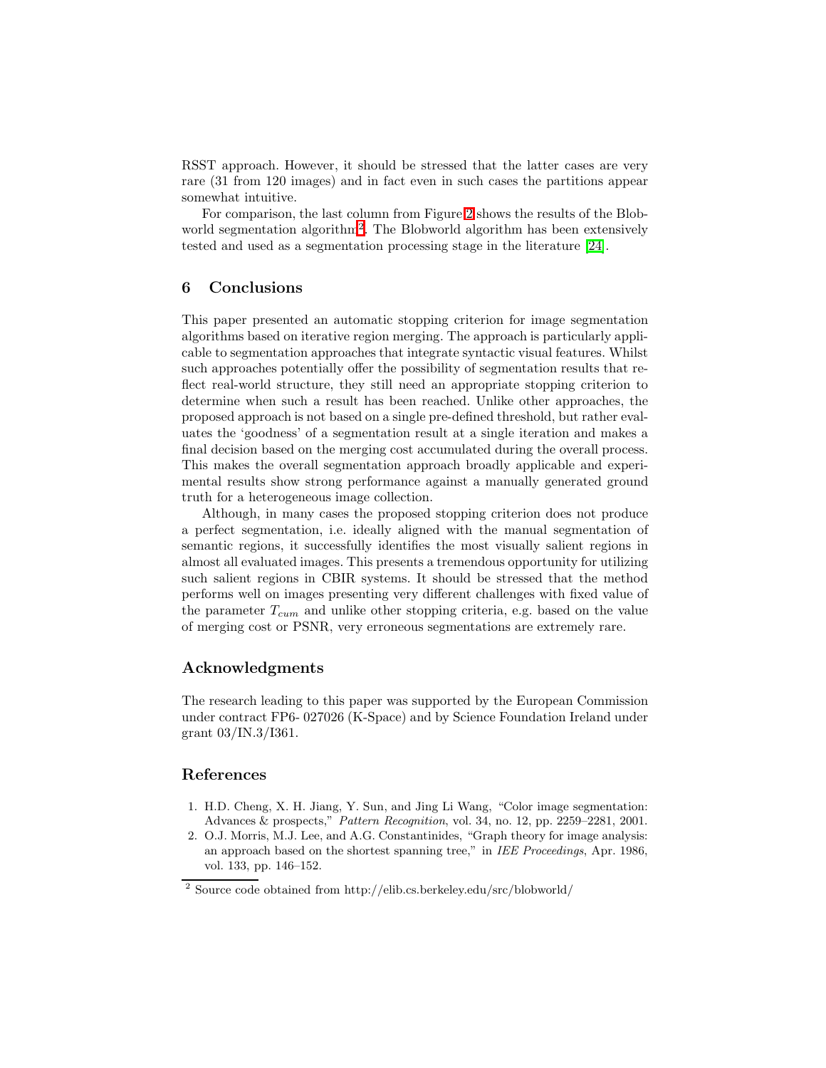RSST approach. However, it should be stressed that the latter cases are very rare (31 from 120 images) and in fact even in such cases the partitions appear somewhat intuitive.

For comparison, the last column from Figure 2 shows the results of the Blobworld segmentation algorithm[2]. The Blobworld algorithm has been extensively tested and used as a segmentation processing stage in the literature [24].

## 6 Conclusions

This paper presented an automatic stopping criterion for image segmentation algorithms based on iterative region merging. The approach is particularly applicable to segmentation approaches that integrate syntactic visual features. Whilst such approaches potentially offer the possibility of segmentation results that reflect real-world structure, they still need an appropriate stopping criterion to determine when such a result has been reached. Unlike other approaches, the proposed approach is not based on a single pre-defined threshold, but rather evaluates the 'goodness' of a segmentation result at a single iteration and makes a final decision based on the merging cost accumulated during the overall process. This makes the overall segmentation approach broadly applicable and experimental results show strong performance against a manually generated ground truth for a heterogeneous image collection.

Although, in many cases the proposed stopping criterion does not produce a perfect segmentation, i.e. ideally aligned with the manual segmentation of semantic regions, it successfully identifies the most visually salient regions in almost all evaluated images. This presents a tremendous opportunity for utilizing such salient regions in CBIR systems. It should be stressed that the method performs well on images presenting very different challenges with fixed value of the parameter $T_{cum}$ and unlike other stopping criteria, e.g. based on the value of merging cost or PSNR, very erroneous segmentations are extremely rare.

## Acknowledgments

The research leading to this paper was supported by the European Commission under contract FP6- 027026 (K-Space) and by Science Foundation Ireland under grant 03/IN.3/I361.

## References

1. H.D. Cheng, X. H. Jiang, Y. Sun, and Jing Li Wang, "Color image segmentation: Advances & prospects," *Pattern Recognition*, vol. 34, no. 12, pp. 2259–2281, 2001.
2. O.J. Morris, M.J. Lee, and A.G. Constantinides, "Graph theory for image analysis: an approach based on the shortest spanning tree," in *IEE Proceedings*, Apr. 1986, vol. 133, pp. 146–152.

[2] Source code obtained from http://elib.cs.berkeley.edu/src/blobworld/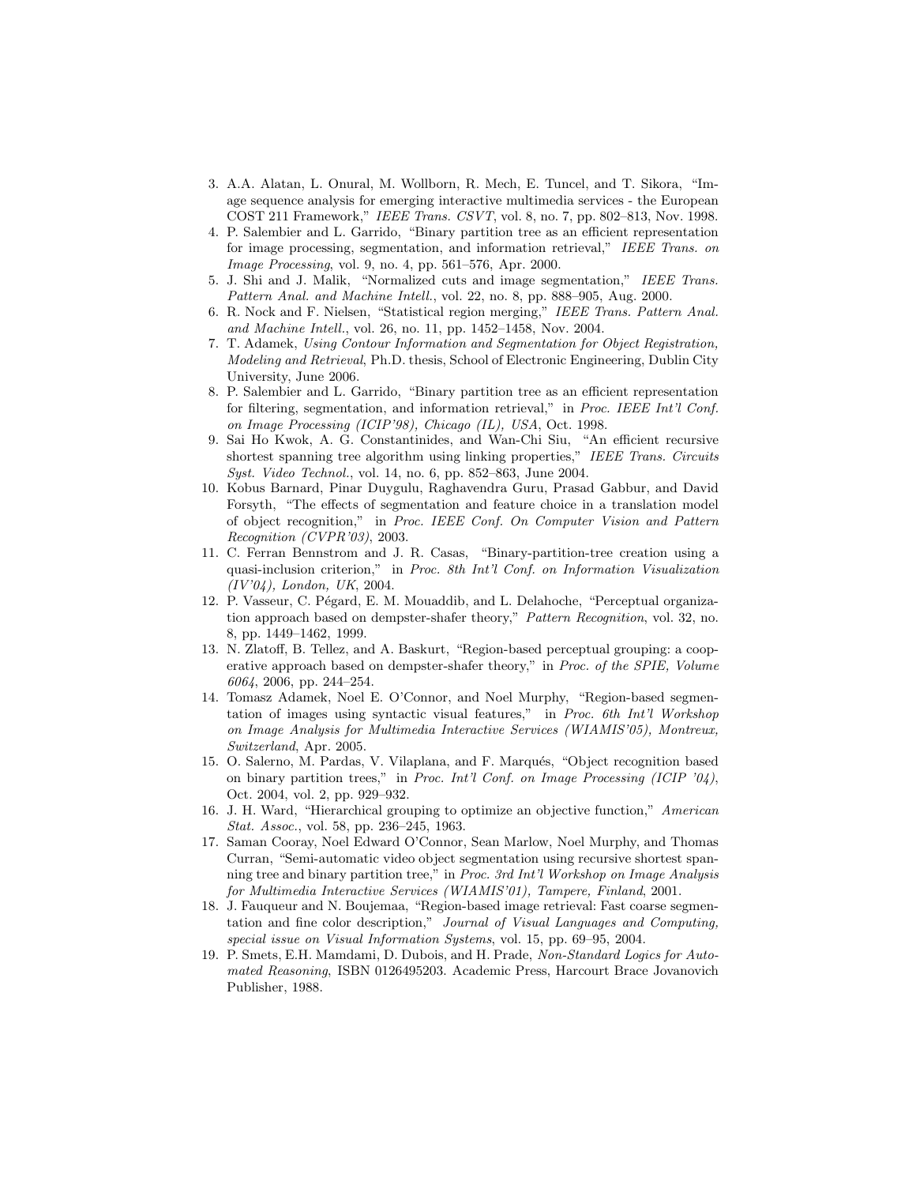3. A.A. Alatan, L. Onural, M. Wollborn, R. Mech, E. Tuncel, and T. Sikora, "Image sequence analysis for emerging interactive multimedia services - the European COST 211 Framework," *IEEE Trans. CSVT*, vol. 8, no. 7, pp. 802–813, Nov. 1998.
4. P. Salembier and L. Garrido, "Binary partition tree as an efficient representation for image processing, segmentation, and information retrieval," *IEEE Trans. on Image Processing*, vol. 9, no. 4, pp. 561–576, Apr. 2000.
5. J. Shi and J. Malik, "Normalized cuts and image segmentation," *IEEE Trans. Pattern Anal. and Machine Intell.*, vol. 22, no. 8, pp. 888–905, Aug. 2000.
6. R. Nock and F. Nielsen, "Statistical region merging," *IEEE Trans. Pattern Anal. and Machine Intell.*, vol. 26, no. 11, pp. 1452–1458, Nov. 2004.
7. T. Adamek, *Using Contour Information and Segmentation for Object Registration, Modeling and Retrieval*, Ph.D. thesis, School of Electronic Engineering, Dublin City University, June 2006.
8. P. Salembier and L. Garrido, "Binary partition tree as an efficient representation for filtering, segmentation, and information retrieval," in *Proc. IEEE Int'l Conf. on Image Processing (ICIP'98), Chicago (IL), USA*, Oct. 1998.
9. Sai Ho Kwok, A. G. Constantinides, and Wan-Chi Siu, "An efficient recursive shortest spanning tree algorithm using linking properties," *IEEE Trans. Circuits Syst. Video Technol.*, vol. 14, no. 6, pp. 852–863, June 2004.
10. Kobus Barnard, Pinar Duygulu, Raghavendra Guru, Prasad Gabbur, and David Forsyth, "The effects of segmentation and feature choice in a translation model of object recognition," in *Proc. IEEE Conf. On Computer Vision and Pattern Recognition (CVPR'03)*, 2003.
11. C. Ferran Bennstrom and J. R. Casas, "Binary-partition-tree creation using a quasi-inclusion criterion," in *Proc. 8th Int'l Conf. on Information Visualization (IV'04), London, UK*, 2004.
12. P. Vasseur, C. Pégard, E. M. Mouaddib, and L. Delahoche, "Perceptual organization approach based on dempster-shafer theory," *Pattern Recognition*, vol. 32, no. 8, pp. 1449–1462, 1999.
13. N. Zlatoff, B. Tellez, and A. Baskurt, "Region-based perceptual grouping: a cooperative approach based on dempster-shafer theory," in *Proc. of the SPIE, Volume 6064*, 2006, pp. 244–254.
14. Tomasz Adamek, Noel E. O'Connor, and Noel Murphy, "Region-based segmentation of images using syntactic visual features," in *Proc. 6th Int'l Workshop on Image Analysis for Multimedia Interactive Services (WIAMIS'05), Montreux, Switzerland*, Apr. 2005.
15. O. Salerno, M. Pardas, V. Vilaplana, and F. Marqués, "Object recognition based on binary partition trees," in *Proc. Int'l Conf. on Image Processing (ICIP '04)*, Oct. 2004, vol. 2, pp. 929–932.
16. J. H. Ward, "Hierarchical grouping to optimize an objective function," *American Stat. Assoc.*, vol. 58, pp. 236–245, 1963.
17. Saman Cooray, Noel Edward O'Connor, Sean Marlow, Noel Murphy, and Thomas Curran, "Semi-automatic video object segmentation using recursive shortest spanning tree and binary partition tree," in *Proc. 3rd Int'l Workshop on Image Analysis for Multimedia Interactive Services (WIAMIS'01), Tampere, Finland*, 2001.
18. J. Fauqueur and N. Boujemaa, "Region-based image retrieval: Fast coarse segmentation and fine color description," *Journal of Visual Languages and Computing, special issue on Visual Information Systems*, vol. 15, pp. 69–95, 2004.
19. P. Smets, E.H. Mamdami, D. Dubois, and H. Prade, *Non-Standard Logics for Automated Reasoning*, ISBN 0126495203. Academic Press, Harcourt Brace Jovanovich Publisher, 1988.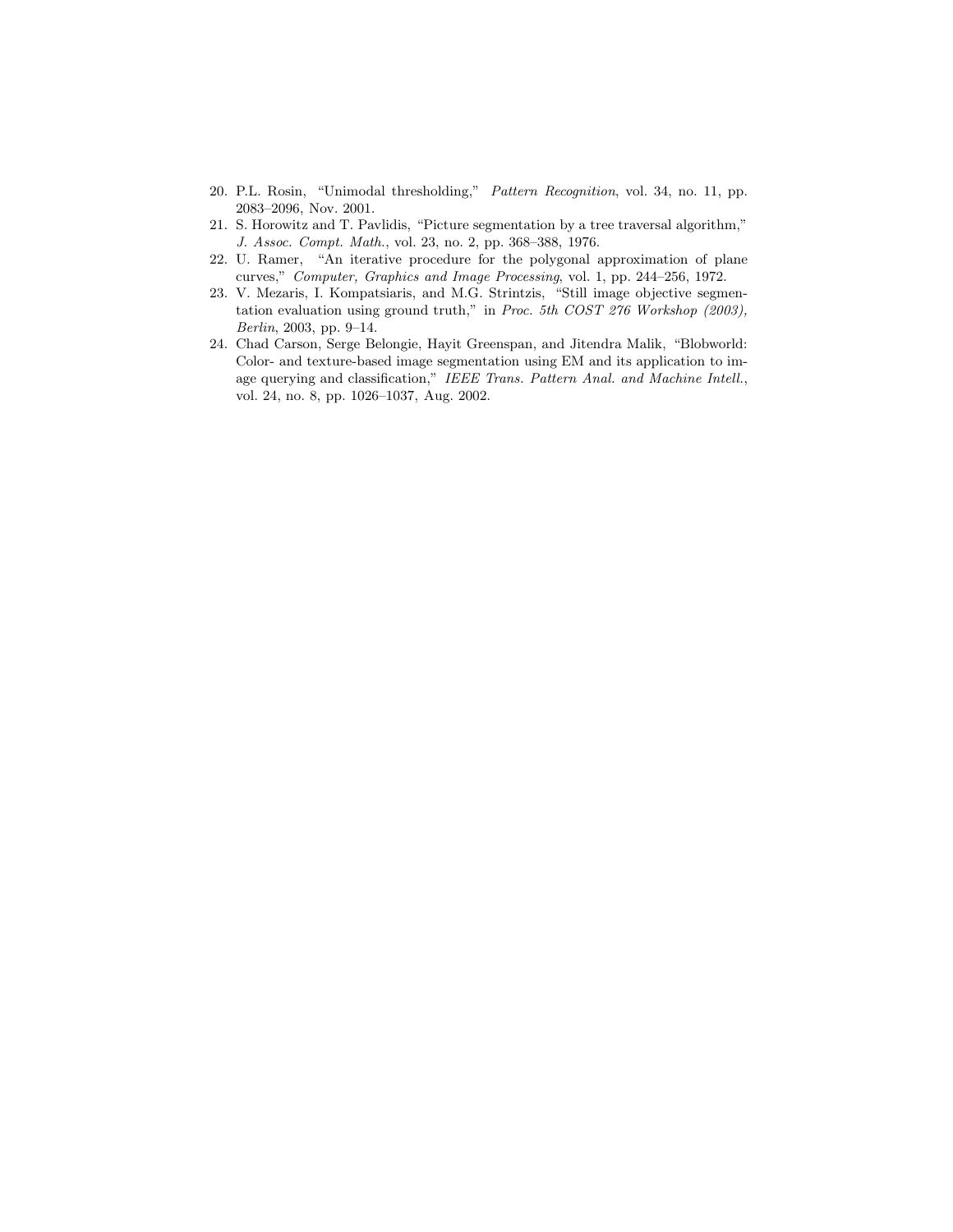20. P.L. Rosin, "Unimodal thresholding," *Pattern Recognition*, vol. 34, no. 11, pp. 2083–2096, Nov. 2001.
21. S. Horowitz and T. Pavlidis, "Picture segmentation by a tree traversal algorithm," *J. Assoc. Compt. Math.*, vol. 23, no. 2, pp. 368–388, 1976.
22. U. Ramer, "An iterative procedure for the polygonal approximation of plane curves," *Computer, Graphics and Image Processing*, vol. 1, pp. 244–256, 1972.
23. V. Mezaris, I. Kompatsiaris, and M.G. Strintzis, "Still image objective segmentation evaluation using ground truth," in *Proc. 5th COST 276 Workshop (2003), Berlin*, 2003, pp. 9–14.
24. Chad Carson, Serge Belongie, Hayit Greenspan, and Jitendra Malik, "Blobworld: Color- and texture-based image segmentation using EM and its application to image querying and classification," *IEEE Trans. Pattern Anal. and Machine Intell.*, vol. 24, no. 8, pp. 1026–1037, Aug. 2002.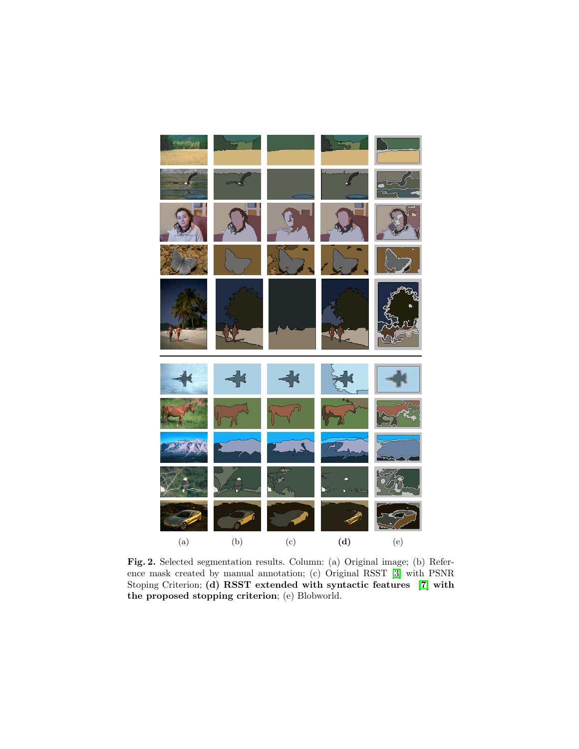(a) (b) (c) **(d)** (e)

**Fig. 2.** Selected segmentation results. Column: (a) Original image; (b) Reference mask created by manual annotation; (c) Original RSST [3] with PSNR Stoping Criterion; **(d) RSST extended with syntactic features [7] with the proposed stopping criterion**; (e) Blobworld.